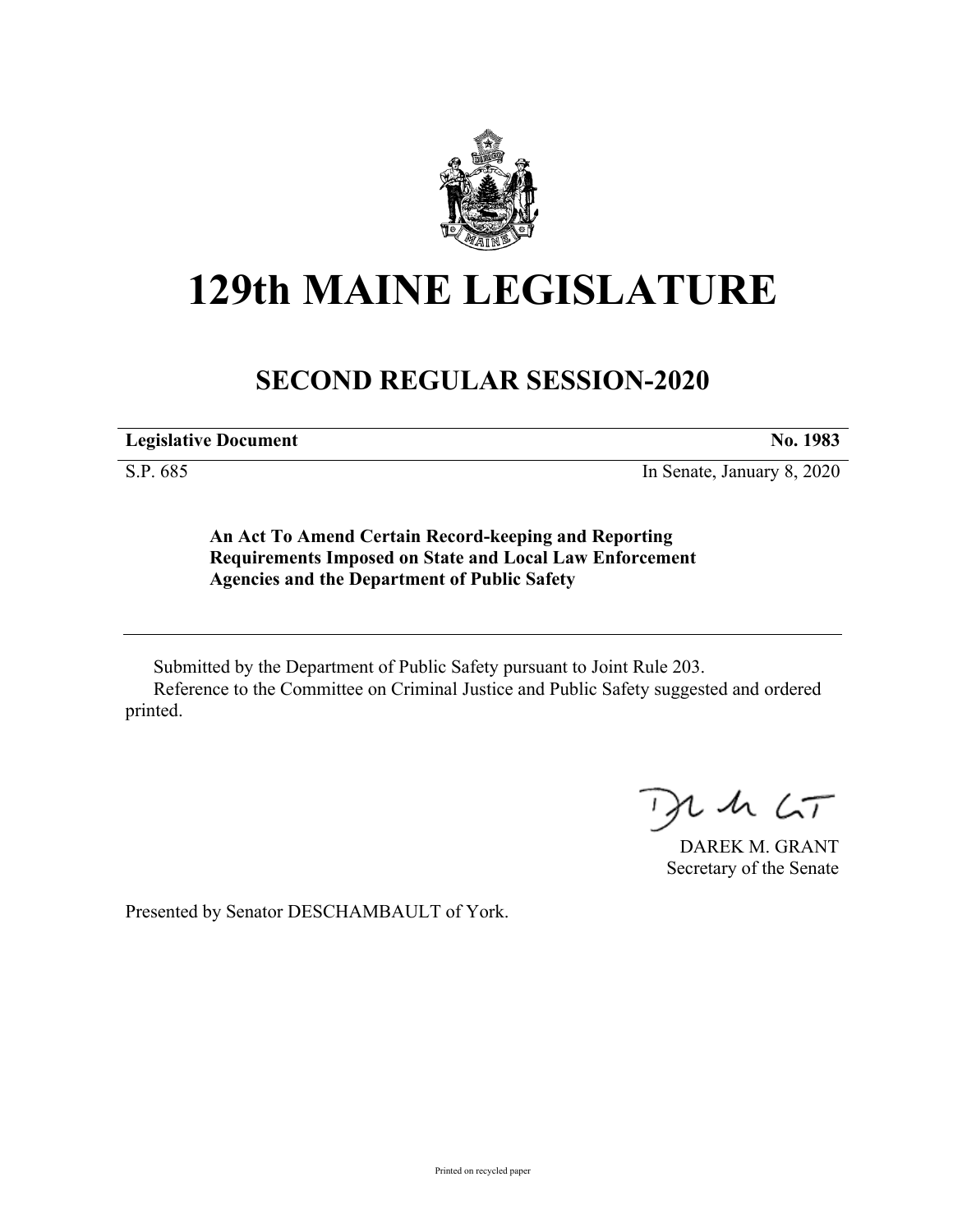# 129th MAINE LEGISLATURE

## SECOND REGULAR SESSION-2020

**Legislative Document** **No. 1983**

S.P. 685 In Senate, January 8, 2020

**An Act To Amend Certain Record-keeping and Reporting Requirements Imposed on State and Local Law Enforcement Agencies and the Department of Public Safety**

Submitted by the Department of Public Safety pursuant to Joint Rule 203.

Reference to the Committee on Criminal Justice and Public Safety suggested and ordered printed.

DAREK M. GRANT
Secretary of the Senate

Presented by Senator DESCHAMBAULT of York.

Printed on recycled paper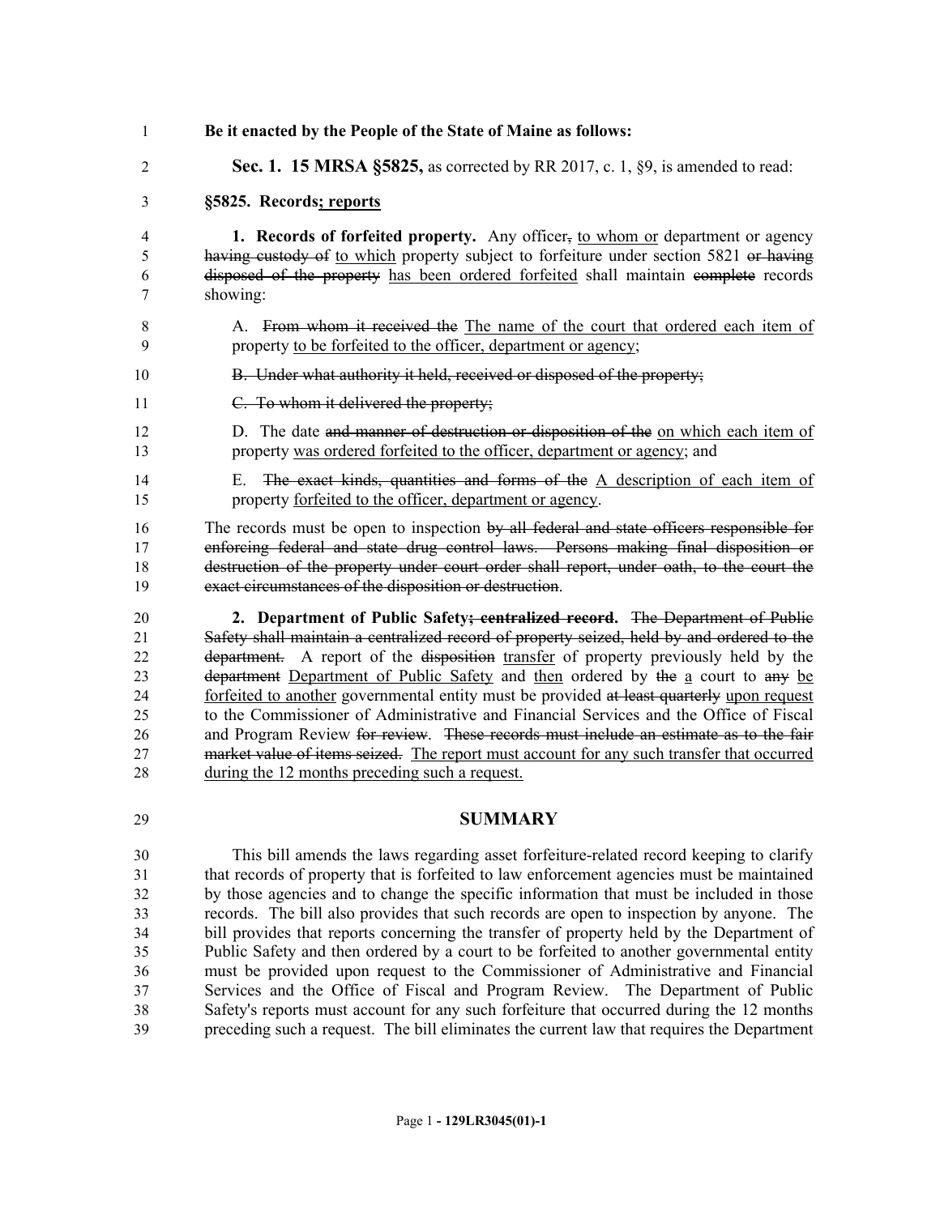**Be it enacted by the People of the State of Maine as follows:**

**Sec. 1. 15 MRSA §5825,** as corrected by RR 2017, c. 1, §9, is amended to read:

**§5825. Records<u>; reports</u>**

**1. Records of forfeited property.** Any officer~~,~~ <u>to whom or</u> department or agency ~~having custody of~~ <u>to which</u> property subject to forfeiture under section 5821 ~~or having disposed of the property~~ <u>has been ordered forfeited</u> shall maintain ~~complete~~ records showing:

A. ~~From whom it received the~~ <u>The name of the court that ordered each item of</u> property <u>to be forfeited to the officer, department or agency</u>;

~~B. Under what authority it held, received or disposed of the property;~~

~~C. To whom it delivered the property;~~

D. The date ~~and manner of destruction or disposition of the~~ <u>on which each item of</u> property <u>was ordered forfeited to the officer, department or agency</u>; and

E. ~~The exact kinds, quantities and forms of the~~ <u>A description of each item of</u> property <u>forfeited to the officer, department or agency</u>.

The records must be open to inspection ~~by all federal and state officers responsible for enforcing federal and state drug control laws. Persons making final disposition or destruction of the property under court order shall report, under oath, to the court the exact circumstances of the disposition or destruction~~.

**2. Department of Public Safety~~; centralized record~~.** ~~The Department of Public Safety shall maintain a centralized record of property seized, held by and ordered to the department.~~ A report of the ~~disposition~~ <u>transfer</u> of property previously held by the ~~department~~ <u>Department of Public Safety</u> and <u>then</u> ordered by ~~the~~ <u>a</u> court to ~~any~~ <u>be forfeited to another</u> governmental entity must be provided ~~at least quarterly~~ <u>upon request</u> to the Commissioner of Administrative and Financial Services and the Office of Fiscal and Program Review ~~for review~~. ~~These records must include an estimate as to the fair market value of items seized.~~ <u>The report must account for any such transfer that occurred during the 12 months preceding such a request.</u>

## SUMMARY

This bill amends the laws regarding asset forfeiture-related record keeping to clarify that records of property that is forfeited to law enforcement agencies must be maintained by those agencies and to change the specific information that must be included in those records. The bill also provides that such records are open to inspection by anyone. The bill provides that reports concerning the transfer of property held by the Department of Public Safety and then ordered by a court to be forfeited to another governmental entity must be provided upon request to the Commissioner of Administrative and Financial Services and the Office of Fiscal and Program Review. The Department of Public Safety's reports must account for any such forfeiture that occurred during the 12 months preceding such a request. The bill eliminates the current law that requires the Department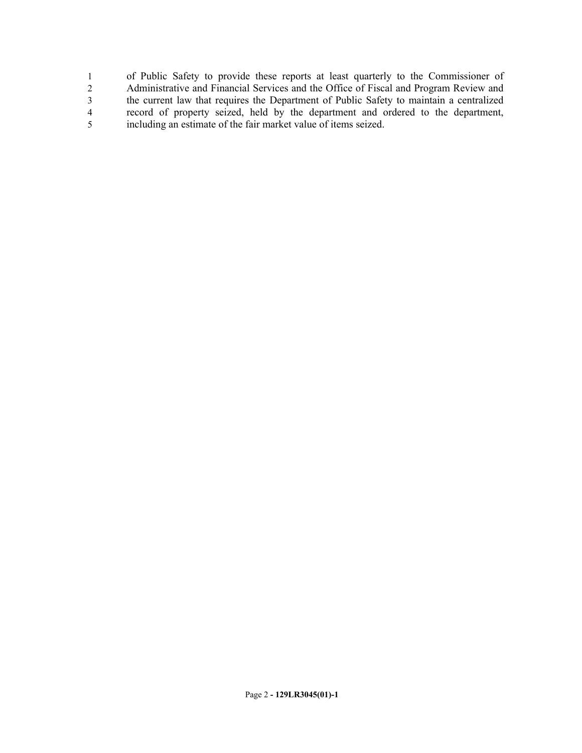of Public Safety to provide these reports at least quarterly to the Commissioner of Administrative and Financial Services and the Office of Fiscal and Program Review and the current law that requires the Department of Public Safety to maintain a centralized record of property seized, held by the department and ordered to the department, including an estimate of the fair market value of items seized.